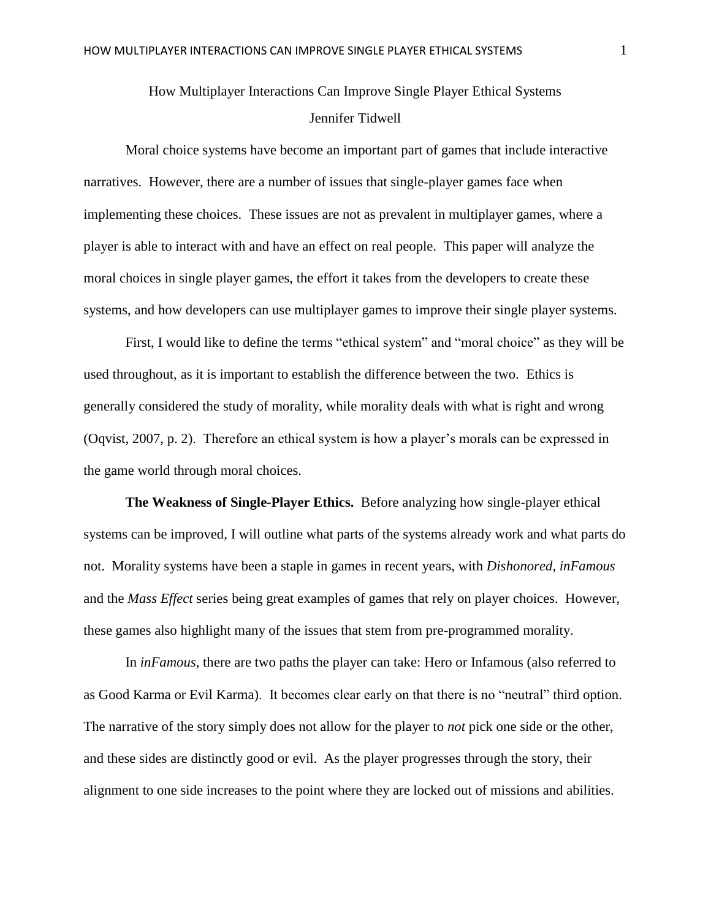# How Multiplayer Interactions Can Improve Single Player Ethical Systems

Jennifer Tidwell

Moral choice systems have become an important part of games that include interactive narratives. However, there are a number of issues that single-player games face when implementing these choices. These issues are not as prevalent in multiplayer games, where a player is able to interact with and have an effect on real people. This paper will analyze the moral choices in single player games, the effort it takes from the developers to create these systems, and how developers can use multiplayer games to improve their single player systems.

First, I would like to define the terms "ethical system" and "moral choice" as they will be used throughout, as it is important to establish the difference between the two. Ethics is generally considered the study of morality, while morality deals with what is right and wrong (Oqvist, 2007, p. 2). Therefore an ethical system is how a player's morals can be expressed in the game world through moral choices.

**The Weakness of Single-Player Ethics.** Before analyzing how single-player ethical systems can be improved, I will outline what parts of the systems already work and what parts do not. Morality systems have been a staple in games in recent years, with *Dishonored*, *inFamous* and the *Mass Effect* series being great examples of games that rely on player choices. However, these games also highlight many of the issues that stem from pre-programmed morality.

In *inFamous*, there are two paths the player can take: Hero or Infamous (also referred to as Good Karma or Evil Karma). It becomes clear early on that there is no "neutral" third option. The narrative of the story simply does not allow for the player to *not* pick one side or the other, and these sides are distinctly good or evil. As the player progresses through the story, their alignment to one side increases to the point where they are locked out of missions and abilities.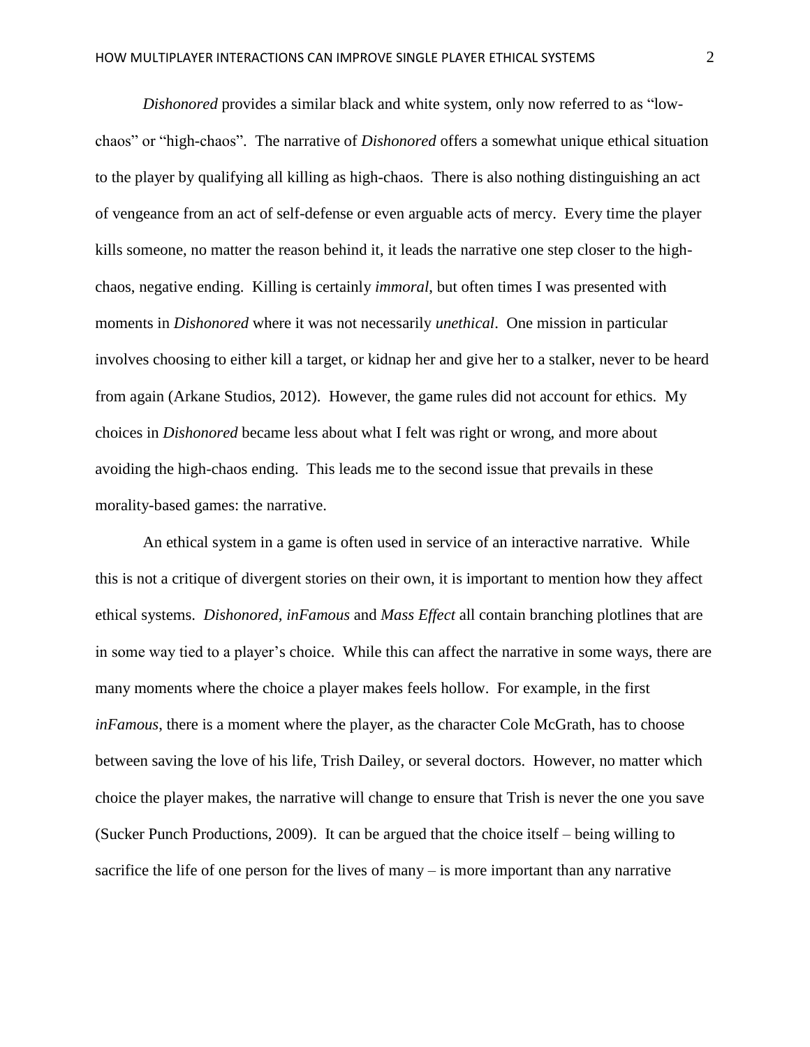*Dishonored* provides a similar black and white system, only now referred to as "low-chaos" or "high-chaos". The narrative of *Dishonored* offers a somewhat unique ethical situation to the player by qualifying all killing as high-chaos. There is also nothing distinguishing an act of vengeance from an act of self-defense or even arguable acts of mercy. Every time the player kills someone, no matter the reason behind it, it leads the narrative one step closer to the high-chaos, negative ending. Killing is certainly *immoral*, but often times I was presented with moments in *Dishonored* where it was not necessarily *unethical*. One mission in particular involves choosing to either kill a target, or kidnap her and give her to a stalker, never to be heard from again (Arkane Studios, 2012). However, the game rules did not account for ethics. My choices in *Dishonored* became less about what I felt was right or wrong, and more about avoiding the high-chaos ending. This leads me to the second issue that prevails in these morality-based games: the narrative.

An ethical system in a game is often used in service of an interactive narrative. While this is not a critique of divergent stories on their own, it is important to mention how they affect ethical systems. *Dishonored, inFamous* and *Mass Effect* all contain branching plotlines that are in some way tied to a player's choice. While this can affect the narrative in some ways, there are many moments where the choice a player makes feels hollow. For example, in the first *inFamous*, there is a moment where the player, as the character Cole McGrath, has to choose between saving the love of his life, Trish Dailey, or several doctors. However, no matter which choice the player makes, the narrative will change to ensure that Trish is never the one you save (Sucker Punch Productions, 2009). It can be argued that the choice itself – being willing to sacrifice the life of one person for the lives of many – is more important than any narrative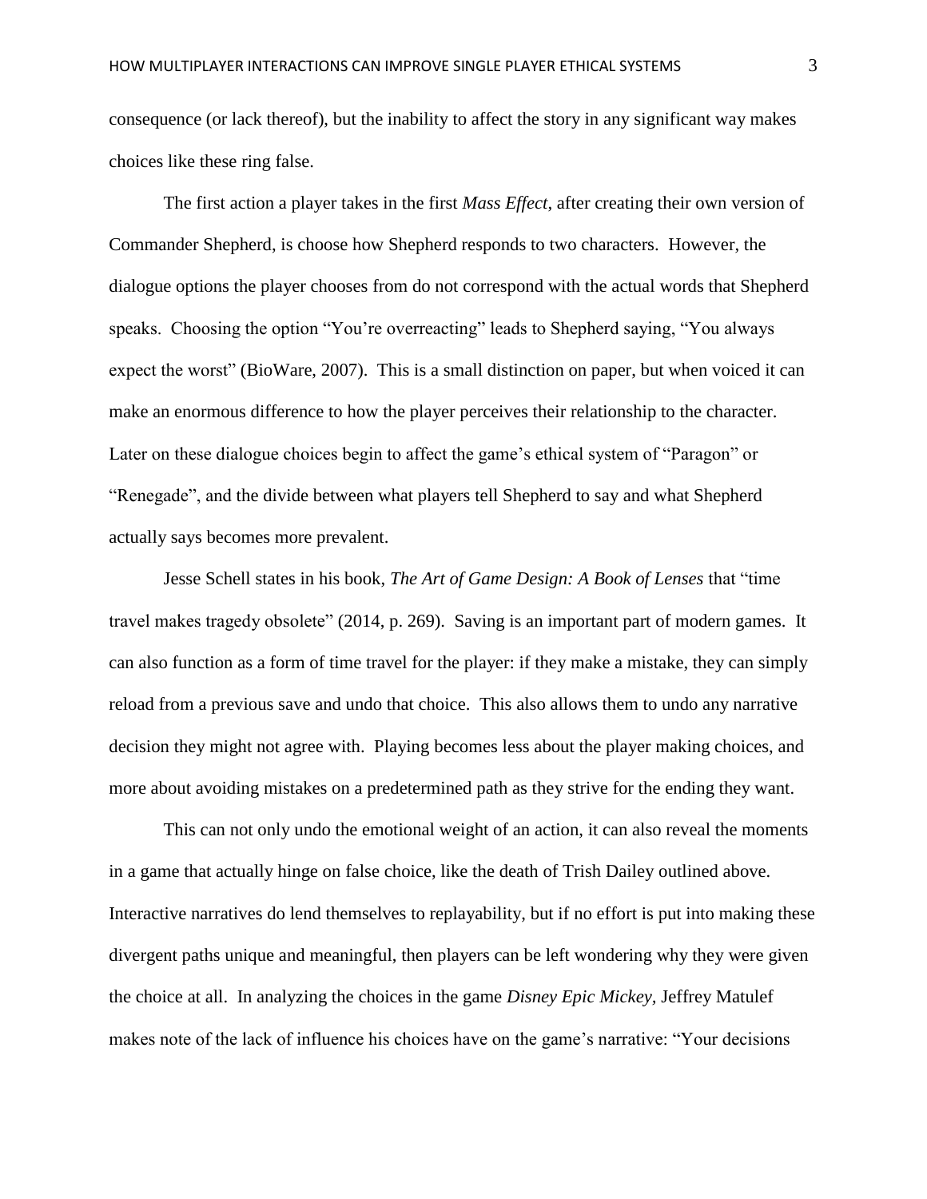consequence (or lack thereof), but the inability to affect the story in any significant way makes choices like these ring false.

The first action a player takes in the first *Mass Effect*, after creating their own version of Commander Shepherd, is choose how Shepherd responds to two characters. However, the dialogue options the player chooses from do not correspond with the actual words that Shepherd speaks. Choosing the option "You're overreacting" leads to Shepherd saying, "You always expect the worst" (BioWare, 2007). This is a small distinction on paper, but when voiced it can make an enormous difference to how the player perceives their relationship to the character. Later on these dialogue choices begin to affect the game's ethical system of "Paragon" or "Renegade", and the divide between what players tell Shepherd to say and what Shepherd actually says becomes more prevalent.

Jesse Schell states in his book, *The Art of Game Design: A Book of Lenses* that "time travel makes tragedy obsolete" (2014, p. 269). Saving is an important part of modern games. It can also function as a form of time travel for the player: if they make a mistake, they can simply reload from a previous save and undo that choice. This also allows them to undo any narrative decision they might not agree with. Playing becomes less about the player making choices, and more about avoiding mistakes on a predetermined path as they strive for the ending they want.

This can not only undo the emotional weight of an action, it can also reveal the moments in a game that actually hinge on false choice, like the death of Trish Dailey outlined above. Interactive narratives do lend themselves to replayability, but if no effort is put into making these divergent paths unique and meaningful, then players can be left wondering why they were given the choice at all. In analyzing the choices in the game *Disney Epic Mickey,* Jeffrey Matulef makes note of the lack of influence his choices have on the game's narrative: "Your decisions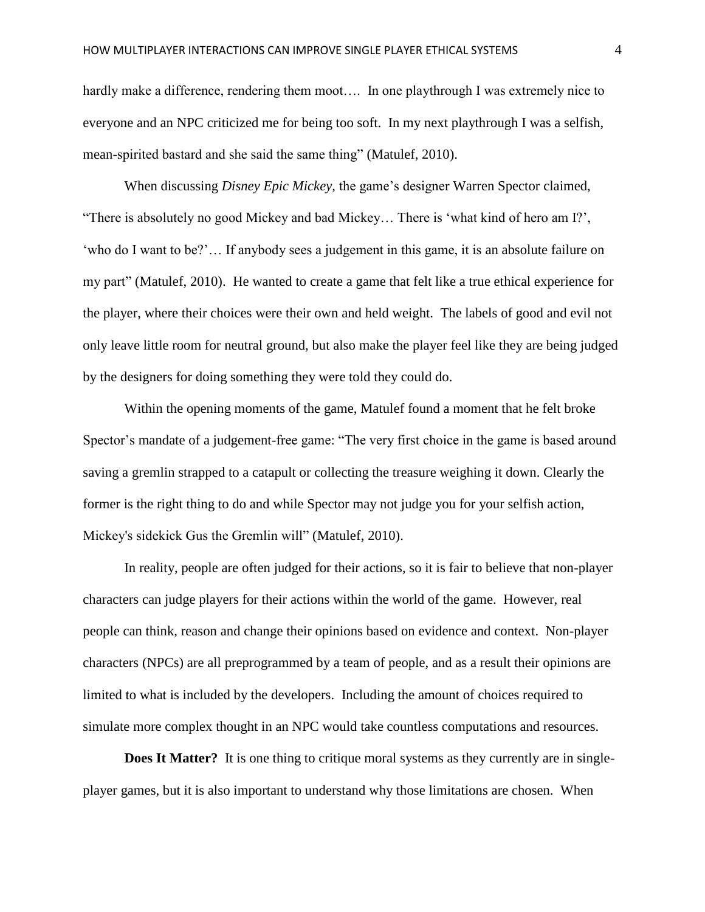hardly make a difference, rendering them moot…. In one playthrough I was extremely nice to everyone and an NPC criticized me for being too soft. In my next playthrough I was a selfish, mean-spirited bastard and she said the same thing" (Matulef, 2010).

When discussing *Disney Epic Mickey*, the game's designer Warren Spector claimed, "There is absolutely no good Mickey and bad Mickey… There is 'what kind of hero am I?', 'who do I want to be?'… If anybody sees a judgement in this game, it is an absolute failure on my part" (Matulef, 2010). He wanted to create a game that felt like a true ethical experience for the player, where their choices were their own and held weight. The labels of good and evil not only leave little room for neutral ground, but also make the player feel like they are being judged by the designers for doing something they were told they could do.

Within the opening moments of the game, Matulef found a moment that he felt broke Spector's mandate of a judgement-free game: "The very first choice in the game is based around saving a gremlin strapped to a catapult or collecting the treasure weighing it down. Clearly the former is the right thing to do and while Spector may not judge you for your selfish action, Mickey's sidekick Gus the Gremlin will" (Matulef, 2010).

In reality, people are often judged for their actions, so it is fair to believe that non-player characters can judge players for their actions within the world of the game. However, real people can think, reason and change their opinions based on evidence and context. Non-player characters (NPCs) are all preprogrammed by a team of people, and as a result their opinions are limited to what is included by the developers. Including the amount of choices required to simulate more complex thought in an NPC would take countless computations and resources.

**Does It Matter?** It is one thing to critique moral systems as they currently are in single-player games, but it is also important to understand why those limitations are chosen. When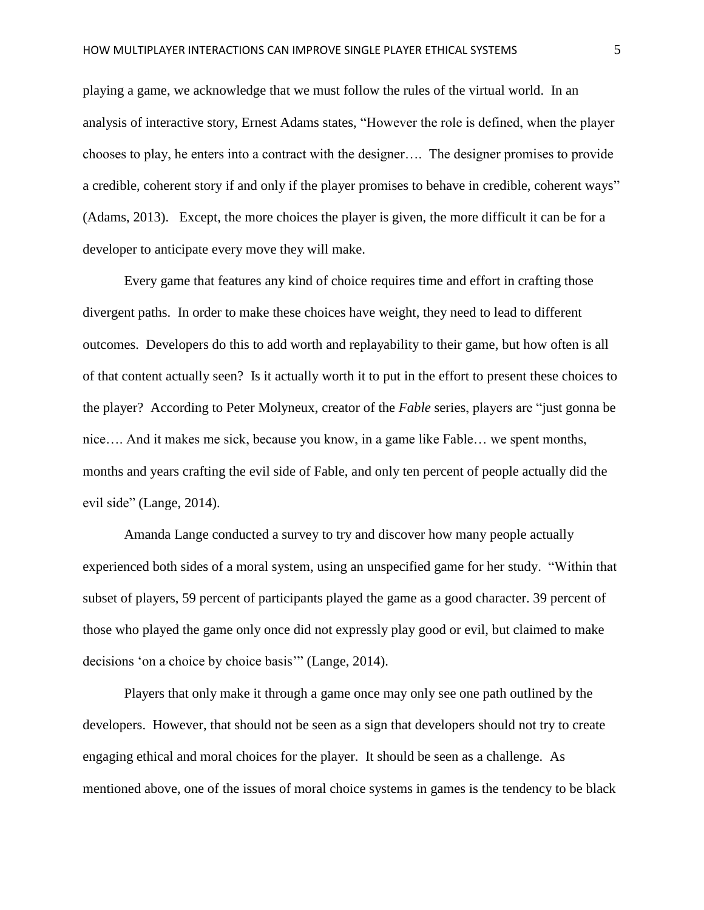playing a game, we acknowledge that we must follow the rules of the virtual world. In an analysis of interactive story, Ernest Adams states, "However the role is defined, when the player chooses to play, he enters into a contract with the designer…. The designer promises to provide a credible, coherent story if and only if the player promises to behave in credible, coherent ways" (Adams, 2013). Except, the more choices the player is given, the more difficult it can be for a developer to anticipate every move they will make.

Every game that features any kind of choice requires time and effort in crafting those divergent paths. In order to make these choices have weight, they need to lead to different outcomes. Developers do this to add worth and replayability to their game, but how often is all of that content actually seen? Is it actually worth it to put in the effort to present these choices to the player? According to Peter Molyneux, creator of the *Fable* series, players are "just gonna be nice…. And it makes me sick, because you know, in a game like Fable… we spent months, months and years crafting the evil side of Fable, and only ten percent of people actually did the evil side" (Lange, 2014).

Amanda Lange conducted a survey to try and discover how many people actually experienced both sides of a moral system, using an unspecified game for her study. "Within that subset of players, 59 percent of participants played the game as a good character. 39 percent of those who played the game only once did not expressly play good or evil, but claimed to make decisions 'on a choice by choice basis'" (Lange, 2014).

Players that only make it through a game once may only see one path outlined by the developers. However, that should not be seen as a sign that developers should not try to create engaging ethical and moral choices for the player. It should be seen as a challenge. As mentioned above, one of the issues of moral choice systems in games is the tendency to be black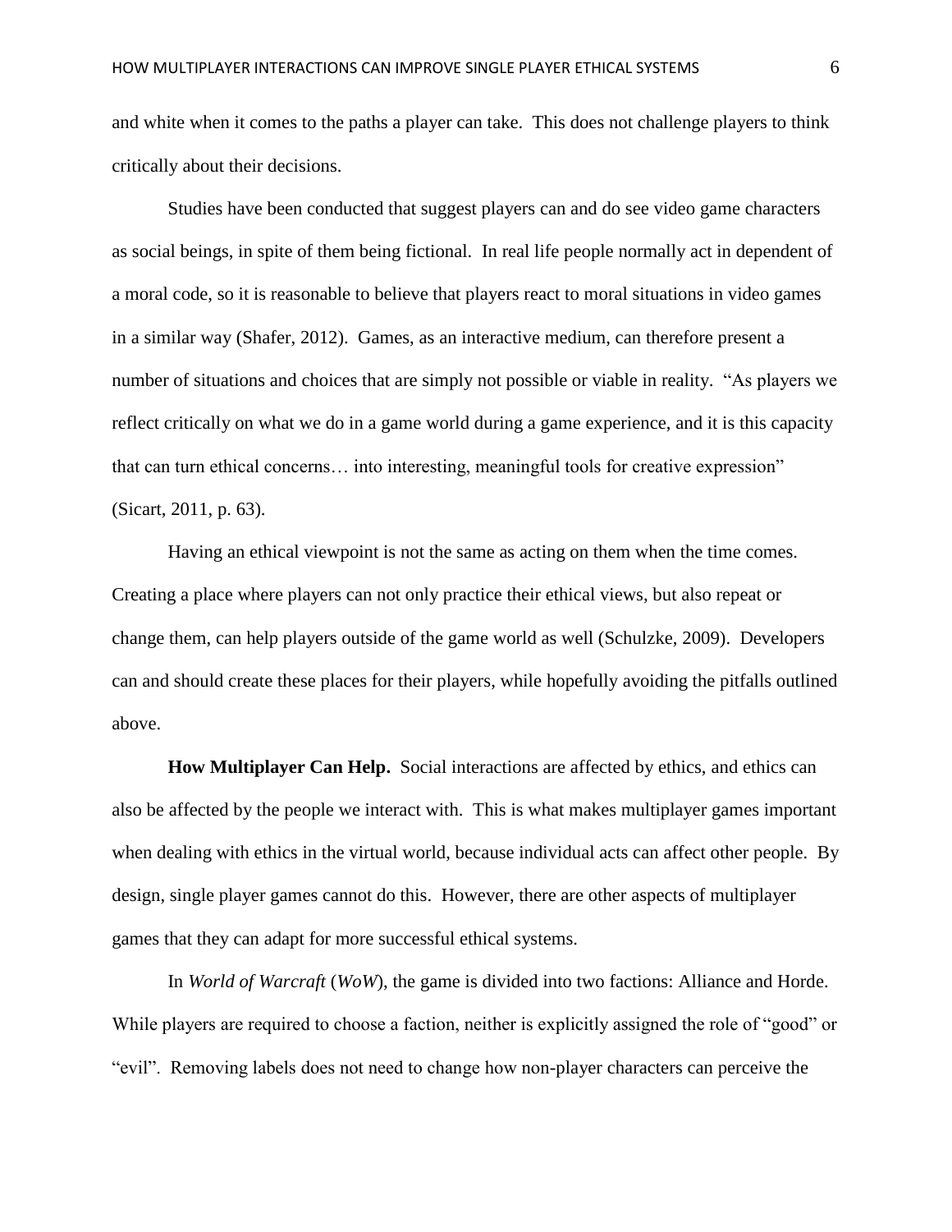and white when it comes to the paths a player can take. This does not challenge players to think critically about their decisions.

Studies have been conducted that suggest players can and do see video game characters as social beings, in spite of them being fictional. In real life people normally act in dependent of a moral code, so it is reasonable to believe that players react to moral situations in video games in a similar way (Shafer, 2012). Games, as an interactive medium, can therefore present a number of situations and choices that are simply not possible or viable in reality. "As players we reflect critically on what we do in a game world during a game experience, and it is this capacity that can turn ethical concerns… into interesting, meaningful tools for creative expression" (Sicart, 2011, p. 63).

Having an ethical viewpoint is not the same as acting on them when the time comes. Creating a place where players can not only practice their ethical views, but also repeat or change them, can help players outside of the game world as well (Schulzke, 2009). Developers can and should create these places for their players, while hopefully avoiding the pitfalls outlined above.

**How Multiplayer Can Help.** Social interactions are affected by ethics, and ethics can also be affected by the people we interact with. This is what makes multiplayer games important when dealing with ethics in the virtual world, because individual acts can affect other people. By design, single player games cannot do this. However, there are other aspects of multiplayer games that they can adapt for more successful ethical systems.

In *World of Warcraft* (*WoW*), the game is divided into two factions: Alliance and Horde. While players are required to choose a faction, neither is explicitly assigned the role of "good" or "evil". Removing labels does not need to change how non-player characters can perceive the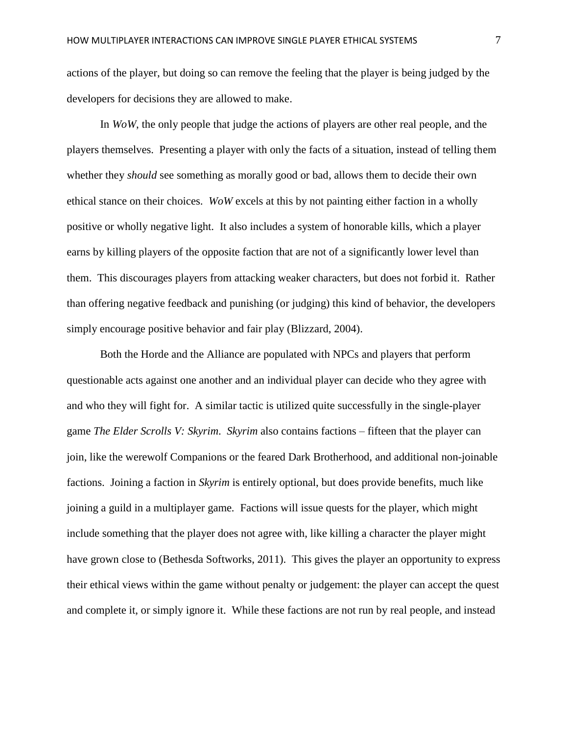actions of the player, but doing so can remove the feeling that the player is being judged by the developers for decisions they are allowed to make.

In *WoW*, the only people that judge the actions of players are other real people, and the players themselves. Presenting a player with only the facts of a situation, instead of telling them whether they *should* see something as morally good or bad, allows them to decide their own ethical stance on their choices. *WoW* excels at this by not painting either faction in a wholly positive or wholly negative light. It also includes a system of honorable kills, which a player earns by killing players of the opposite faction that are not of a significantly lower level than them. This discourages players from attacking weaker characters, but does not forbid it. Rather than offering negative feedback and punishing (or judging) this kind of behavior, the developers simply encourage positive behavior and fair play (Blizzard, 2004).

Both the Horde and the Alliance are populated with NPCs and players that perform questionable acts against one another and an individual player can decide who they agree with and who they will fight for. A similar tactic is utilized quite successfully in the single-player game *The Elder Scrolls V: Skyrim*. *Skyrim* also contains factions – fifteen that the player can join, like the werewolf Companions or the feared Dark Brotherhood, and additional non-joinable factions. Joining a faction in *Skyrim* is entirely optional, but does provide benefits, much like joining a guild in a multiplayer game. Factions will issue quests for the player, which might include something that the player does not agree with, like killing a character the player might have grown close to (Bethesda Softworks, 2011). This gives the player an opportunity to express their ethical views within the game without penalty or judgement: the player can accept the quest and complete it, or simply ignore it. While these factions are not run by real people, and instead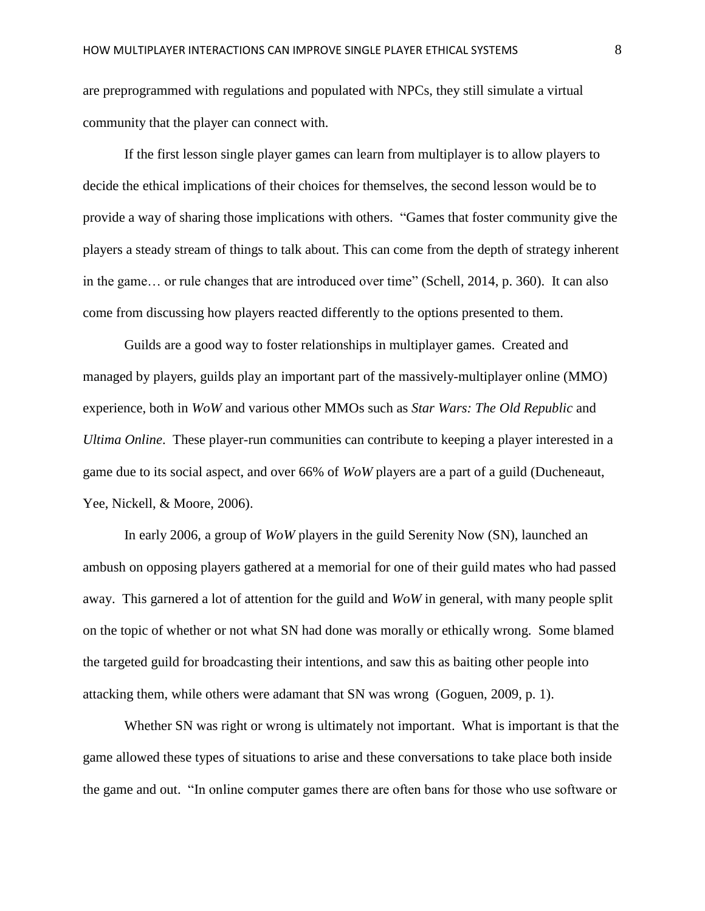are preprogrammed with regulations and populated with NPCs, they still simulate a virtual community that the player can connect with.

If the first lesson single player games can learn from multiplayer is to allow players to decide the ethical implications of their choices for themselves, the second lesson would be to provide a way of sharing those implications with others. "Games that foster community give the players a steady stream of things to talk about. This can come from the depth of strategy inherent in the game… or rule changes that are introduced over time" (Schell, 2014, p. 360). It can also come from discussing how players reacted differently to the options presented to them.

Guilds are a good way to foster relationships in multiplayer games. Created and managed by players, guilds play an important part of the massively-multiplayer online (MMO) experience, both in *WoW* and various other MMOs such as *Star Wars: The Old Republic* and *Ultima Online*. These player-run communities can contribute to keeping a player interested in a game due to its social aspect, and over 66% of *WoW* players are a part of a guild (Ducheneaut, Yee, Nickell, & Moore, 2006).

In early 2006, a group of *WoW* players in the guild Serenity Now (SN), launched an ambush on opposing players gathered at a memorial for one of their guild mates who had passed away. This garnered a lot of attention for the guild and *WoW* in general, with many people split on the topic of whether or not what SN had done was morally or ethically wrong. Some blamed the targeted guild for broadcasting their intentions, and saw this as baiting other people into attacking them, while others were adamant that SN was wrong (Goguen, 2009, p. 1).

Whether SN was right or wrong is ultimately not important. What is important is that the game allowed these types of situations to arise and these conversations to take place both inside the game and out. "In online computer games there are often bans for those who use software or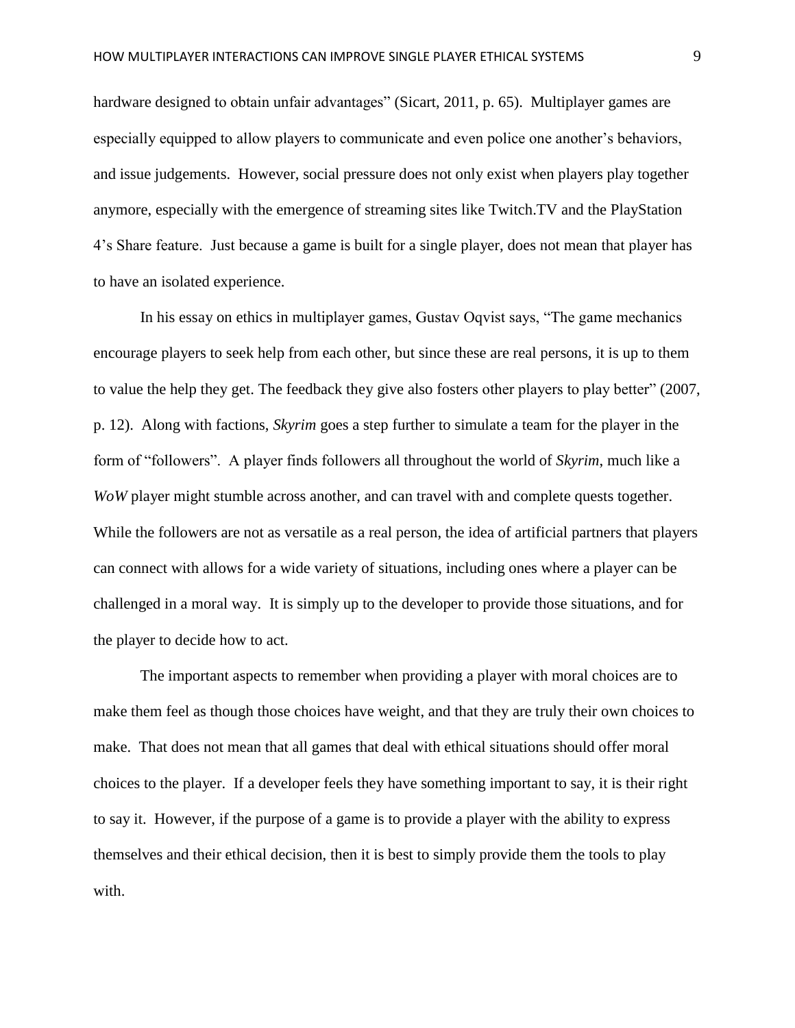hardware designed to obtain unfair advantages" (Sicart, 2011, p. 65). Multiplayer games are especially equipped to allow players to communicate and even police one another's behaviors, and issue judgements. However, social pressure does not only exist when players play together anymore, especially with the emergence of streaming sites like Twitch.TV and the PlayStation 4's Share feature. Just because a game is built for a single player, does not mean that player has to have an isolated experience.

In his essay on ethics in multiplayer games, Gustav Oqvist says, "The game mechanics encourage players to seek help from each other, but since these are real persons, it is up to them to value the help they get. The feedback they give also fosters other players to play better" (2007, p. 12). Along with factions, *Skyrim* goes a step further to simulate a team for the player in the form of "followers". A player finds followers all throughout the world of *Skyrim*, much like a *WoW* player might stumble across another, and can travel with and complete quests together. While the followers are not as versatile as a real person, the idea of artificial partners that players can connect with allows for a wide variety of situations, including ones where a player can be challenged in a moral way. It is simply up to the developer to provide those situations, and for the player to decide how to act.

The important aspects to remember when providing a player with moral choices are to make them feel as though those choices have weight, and that they are truly their own choices to make. That does not mean that all games that deal with ethical situations should offer moral choices to the player. If a developer feels they have something important to say, it is their right to say it. However, if the purpose of a game is to provide a player with the ability to express themselves and their ethical decision, then it is best to simply provide them the tools to play with.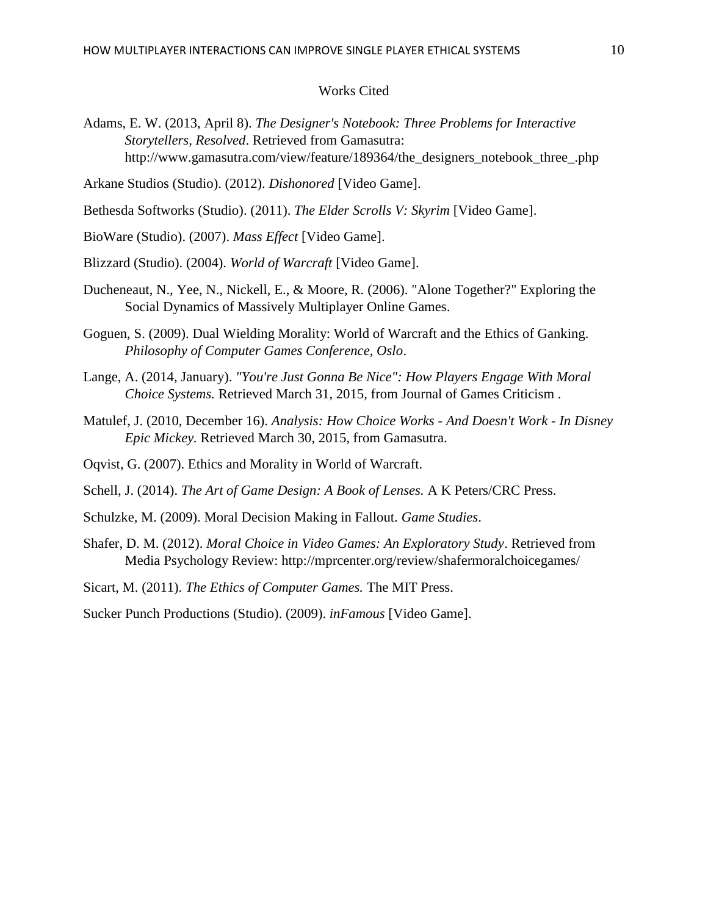# Works Cited

Adams, E. W. (2013, April 8). *The Designer's Notebook: Three Problems for Interactive Storytellers, Resolved*. Retrieved from Gamasutra: http://www.gamasutra.com/view/feature/189364/the_designers_notebook_three_.php

Arkane Studios (Studio). (2012). *Dishonored* [Video Game].

Bethesda Softworks (Studio). (2011). *The Elder Scrolls V: Skyrim* [Video Game].

BioWare (Studio). (2007). *Mass Effect* [Video Game].

Blizzard (Studio). (2004). *World of Warcraft* [Video Game].

Ducheneaut, N., Yee, N., Nickell, E., & Moore, R. (2006). "Alone Together?" Exploring the Social Dynamics of Massively Multiplayer Online Games.

Goguen, S. (2009). Dual Wielding Morality: World of Warcraft and the Ethics of Ganking. *Philosophy of Computer Games Conference, Oslo*.

Lange, A. (2014, January). *"You're Just Gonna Be Nice": How Players Engage With Moral Choice Systems.* Retrieved March 31, 2015, from Journal of Games Criticism .

Matulef, J. (2010, December 16). *Analysis: How Choice Works - And Doesn't Work - In Disney Epic Mickey*. Retrieved March 30, 2015, from Gamasutra.

Oqvist, G. (2007). Ethics and Morality in World of Warcraft.

Schell, J. (2014). *The Art of Game Design: A Book of Lenses.* A K Peters/CRC Press.

Schulzke, M. (2009). Moral Decision Making in Fallout. *Game Studies*.

Shafer, D. M. (2012). *Moral Choice in Video Games: An Exploratory Study*. Retrieved from Media Psychology Review: http://mprcenter.org/review/shafermoralchoicegames/

Sicart, M. (2011). *The Ethics of Computer Games.* The MIT Press.

Sucker Punch Productions (Studio). (2009). *inFamous* [Video Game].